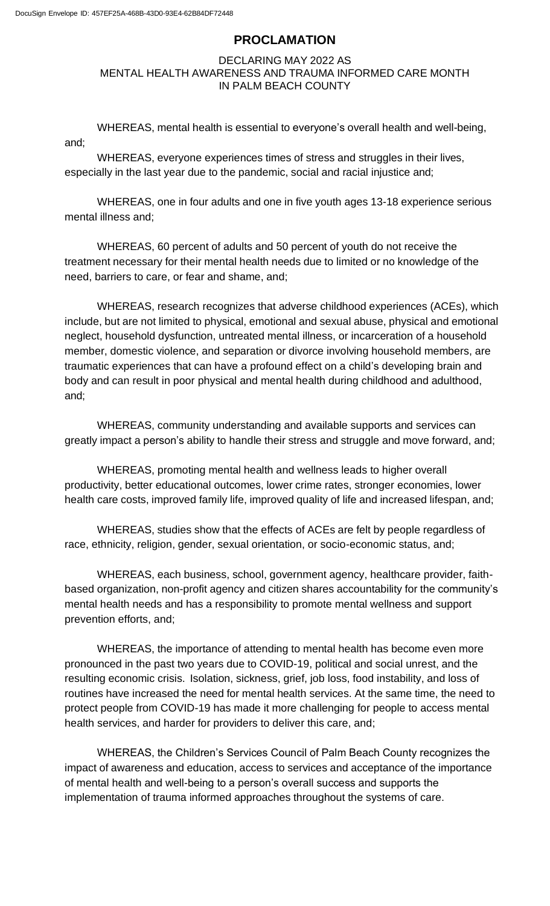# PROCLAMATION

DECLARING MAY 2022 AS
MENTAL HEALTH AWARENESS AND TRAUMA INFORMED CARE MONTH
IN PALM BEACH COUNTY

WHEREAS, mental health is essential to everyone's overall health and well-being, and;

WHEREAS, everyone experiences times of stress and struggles in their lives, especially in the last year due to the pandemic, social and racial injustice and;

WHEREAS, one in four adults and one in five youth ages 13-18 experience serious mental illness and;

WHEREAS, 60 percent of adults and 50 percent of youth do not receive the treatment necessary for their mental health needs due to limited or no knowledge of the need, barriers to care, or fear and shame, and;

WHEREAS, research recognizes that adverse childhood experiences (ACEs), which include, but are not limited to physical, emotional and sexual abuse, physical and emotional neglect, household dysfunction, untreated mental illness, or incarceration of a household member, domestic violence, and separation or divorce involving household members, are traumatic experiences that can have a profound effect on a child's developing brain and body and can result in poor physical and mental health during childhood and adulthood, and;

WHEREAS, community understanding and available supports and services can greatly impact a person's ability to handle their stress and struggle and move forward, and;

WHEREAS, promoting mental health and wellness leads to higher overall productivity, better educational outcomes, lower crime rates, stronger economies, lower health care costs, improved family life, improved quality of life and increased lifespan, and;

WHEREAS, studies show that the effects of ACEs are felt by people regardless of race, ethnicity, religion, gender, sexual orientation, or socio-economic status, and;

WHEREAS, each business, school, government agency, healthcare provider, faith-based organization, non-profit agency and citizen shares accountability for the community's mental health needs and has a responsibility to promote mental wellness and support prevention efforts, and;

WHEREAS, the importance of attending to mental health has become even more pronounced in the past two years due to COVID-19, political and social unrest, and the resulting economic crisis. Isolation, sickness, grief, job loss, food instability, and loss of routines have increased the need for mental health services. At the same time, the need to protect people from COVID-19 has made it more challenging for people to access mental health services, and harder for providers to deliver this care, and;

WHEREAS, the Children's Services Council of Palm Beach County recognizes the impact of awareness and education, access to services and acceptance of the importance of mental health and well-being to a person's overall success and supports the implementation of trauma informed approaches throughout the systems of care.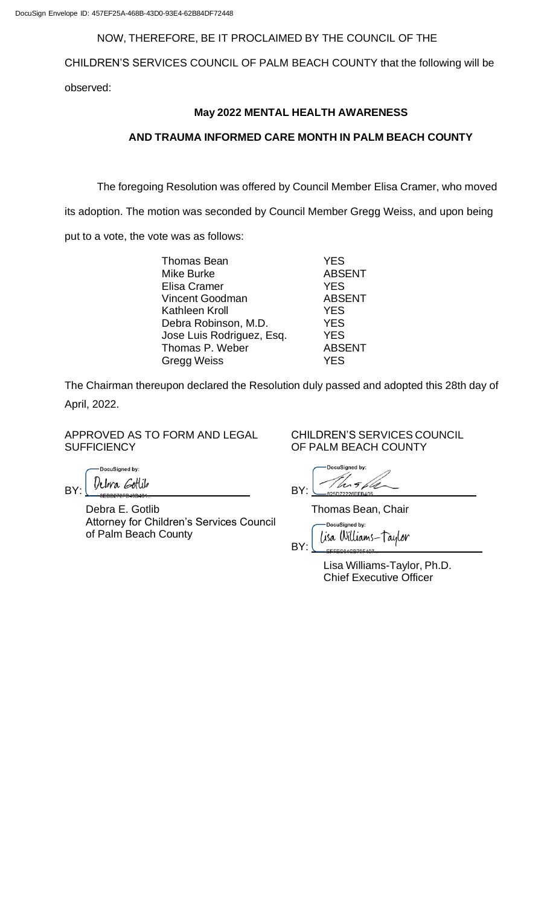NOW, THEREFORE, BE IT PROCLAIMED BY THE COUNCIL OF THE CHILDREN'S SERVICES COUNCIL OF PALM BEACH COUNTY that the following will be observed:

**May 2022 MENTAL HEALTH AWARENESS**

**AND TRAUMA INFORMED CARE MONTH IN PALM BEACH COUNTY**

The foregoing Resolution was offered by Council Member Elisa Cramer, who moved its adoption. The motion was seconded by Council Member Gregg Weiss, and upon being put to a vote, the vote was as follows:

| | |
|---|---|
| Thomas Bean | YES |
| Mike Burke | ABSENT |
| Elisa Cramer | YES |
| Vincent Goodman | ABSENT |
| Kathleen Kroll | YES |
| Debra Robinson, M.D. | YES |
| Jose Luis Rodriguez, Esq. | YES |
| Thomas P. Weber | ABSENT |
| Gregg Weiss | YES |

The Chairman thereupon declared the Resolution duly passed and adopted this 28th day of April, 2022.

APPROVED AS TO FORM AND LEGAL SUFFICIENCY

BY: Debra Gotlib

Debra E. Gotlib
Attorney for Children's Services Council of Palm Beach County

CHILDREN'S SERVICES COUNCIL OF PALM BEACH COUNTY

BY: 

Thomas Bean, Chair

BY: Lisa Williams-Taylor

Lisa Williams-Taylor, Ph.D.
Chief Executive Officer